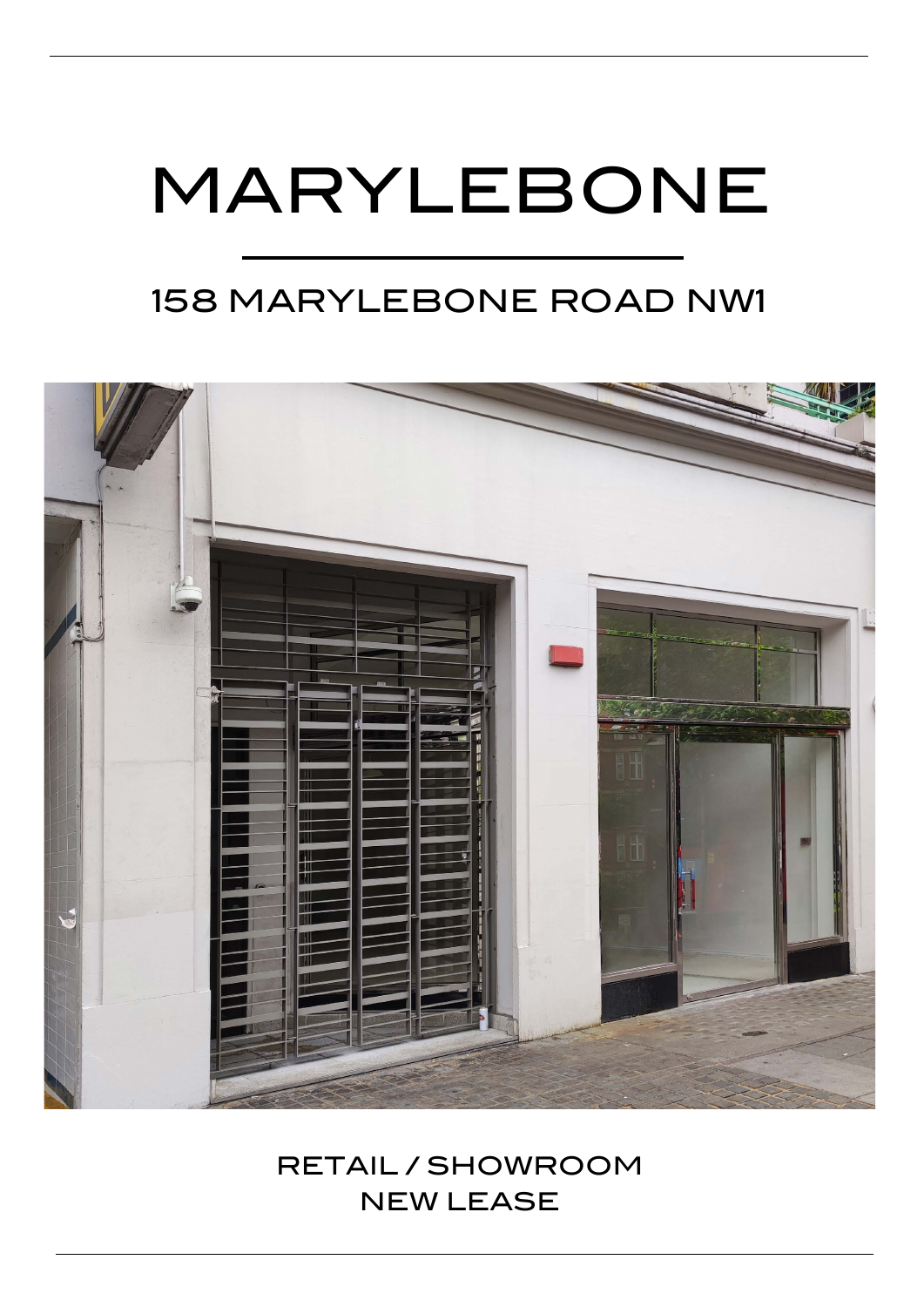# MARYLEBONE

## 158 MARYLEBONE ROAD NW1

RETAIL / SHOWROOM
NEW LEASE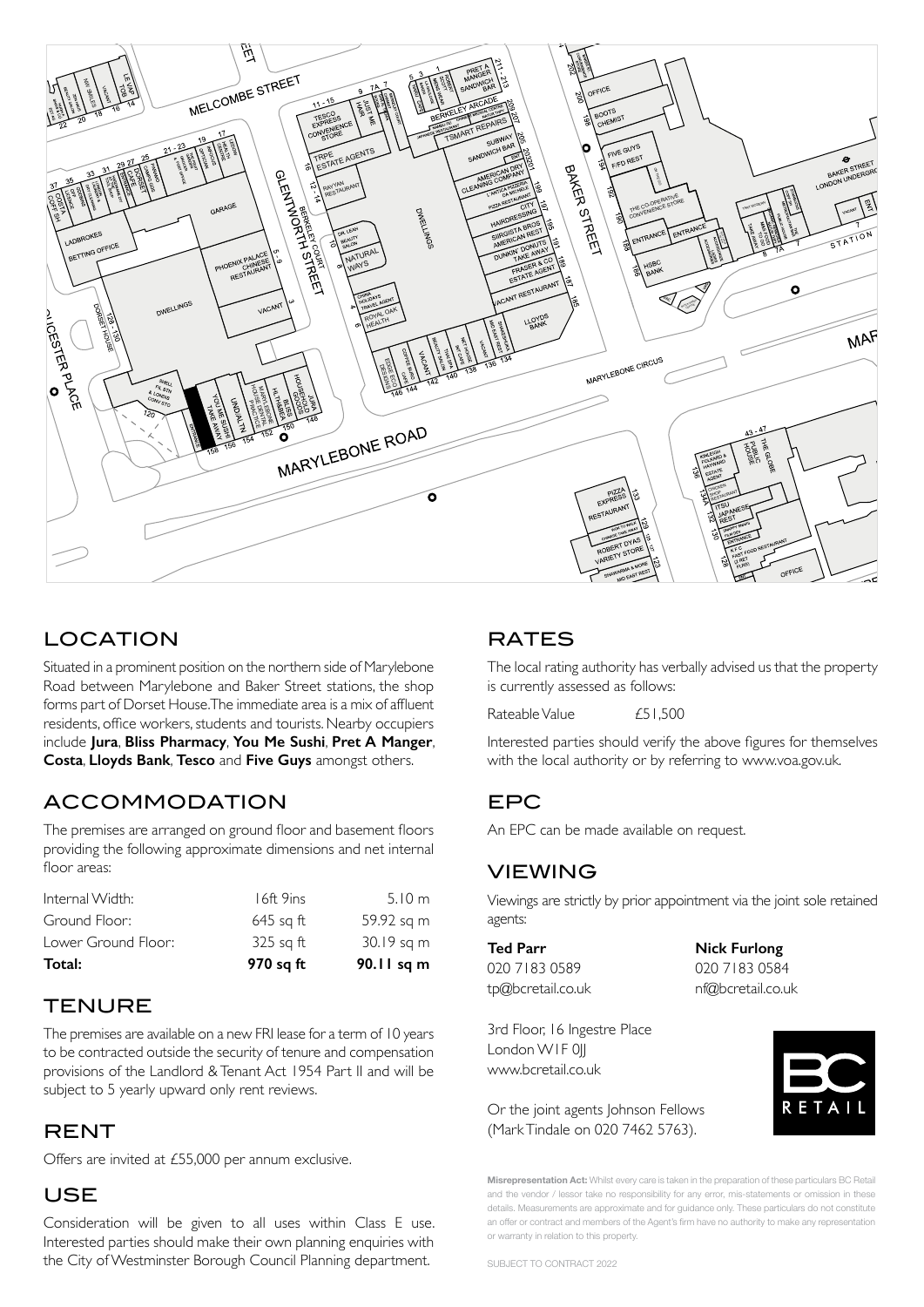## LOCATION

Situated in a prominent position on the northern side of Marylebone Road between Marylebone and Baker Street stations, the shop forms part of Dorset House. The immediate area is a mix of affluent residents, office workers, students and tourists. Nearby occupiers include **Jura**, **Bliss Pharmacy**, **You Me Sushi**, **Pret A Manger**, **Costa**, **Lloyds Bank**, **Tesco** and **Five Guys** amongst others.

## ACCOMMODATION

The premises are arranged on ground floor and basement floors providing the following approximate dimensions and net internal floor areas:

| | | |
|---|---|---|
| Internal Width: | 16ft 9ins | 5.10 m |
| Ground Floor: | 645 sq ft | 59.92 sq m |
| Lower Ground Floor: | 325 sq ft | 30.19 sq m |
| **Total:** | **970 sq ft** | **90.11 sq m** |

## TENURE

The premises are available on a new FRI lease for a term of 10 years to be contracted outside the security of tenure and compensation provisions of the Landlord & Tenant Act 1954 Part II and will be subject to 5 yearly upward only rent reviews.

## RENT

Offers are invited at £55,000 per annum exclusive.

## USE

Consideration will be given to all uses within Class E use. Interested parties should make their own planning enquiries with the City of Westminster Borough Council Planning department.

## RATES

The local rating authority has verbally advised us that the property is currently assessed as follows:

Rateable Value £51,500

Interested parties should verify the above figures for themselves with the local authority or by referring to www.voa.gov.uk.

## EPC

An EPC can be made available on request.

## VIEWING

Viewings are strictly by prior appointment via the joint sole retained agents:

**Ted Parr**
020 7183 0589
tp@bcretail.co.uk

**Nick Furlong**
020 7183 0584
nf@bcretail.co.uk

3rd Floor, 16 Ingestre Place
London W1F 0JJ
www.bcretail.co.uk

Or the joint agents Johnson Fellows (Mark Tindale on 020 7462 5763).

**Misrepresentation Act:** Whilst every care is taken in the preparation of these particulars BC Retail and the vendor / lessor take no responsibility for any error, mis-statements or omission in these details. Measurements are approximate and for guidance only. These particulars do not constitute an offer or contract and members of the Agent's firm have no authority to make any representation or warranty in relation to this property.

SUBJECT TO CONTRACT 2022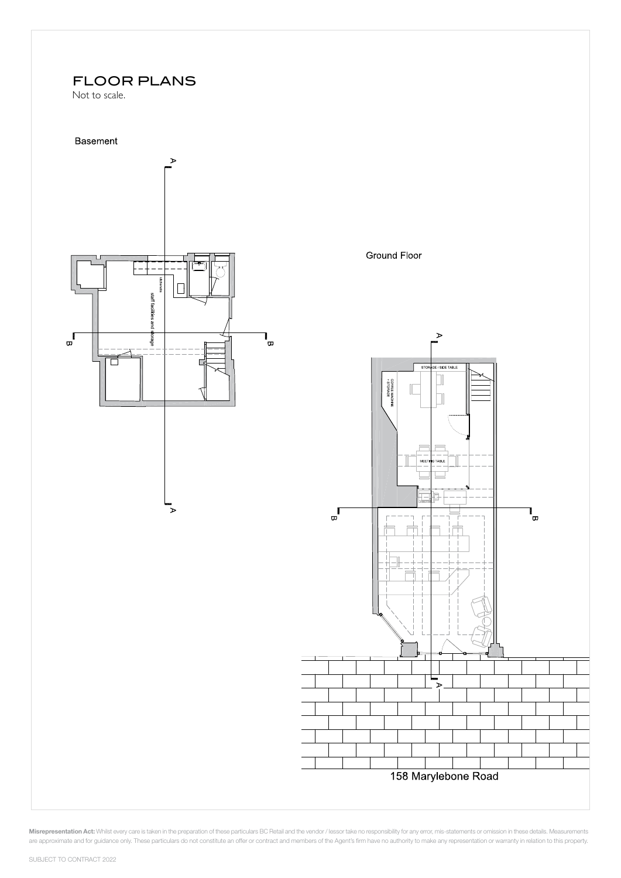# FLOOR PLANS

Not to scale.

Basement

staff facilities and storage

Ground Floor

STORAGE / SIDE TABLE

COFFEE MACHINE + STORAGE

MEETING TABLE

158 Marylebone Road

**Misrepresentation Act:** Whilst every care is taken in the preparation of these particulars BC Retail and the vendor / lessor take no responsibility for any error, mis-statements or omission in these details. Measurements are approximate and for guidance only. These particulars do not constitute an offer or contract and members of the Agent's firm have no authority to make any representation or warranty in relation to this property.

SUBJECT TO CONTRACT 2022